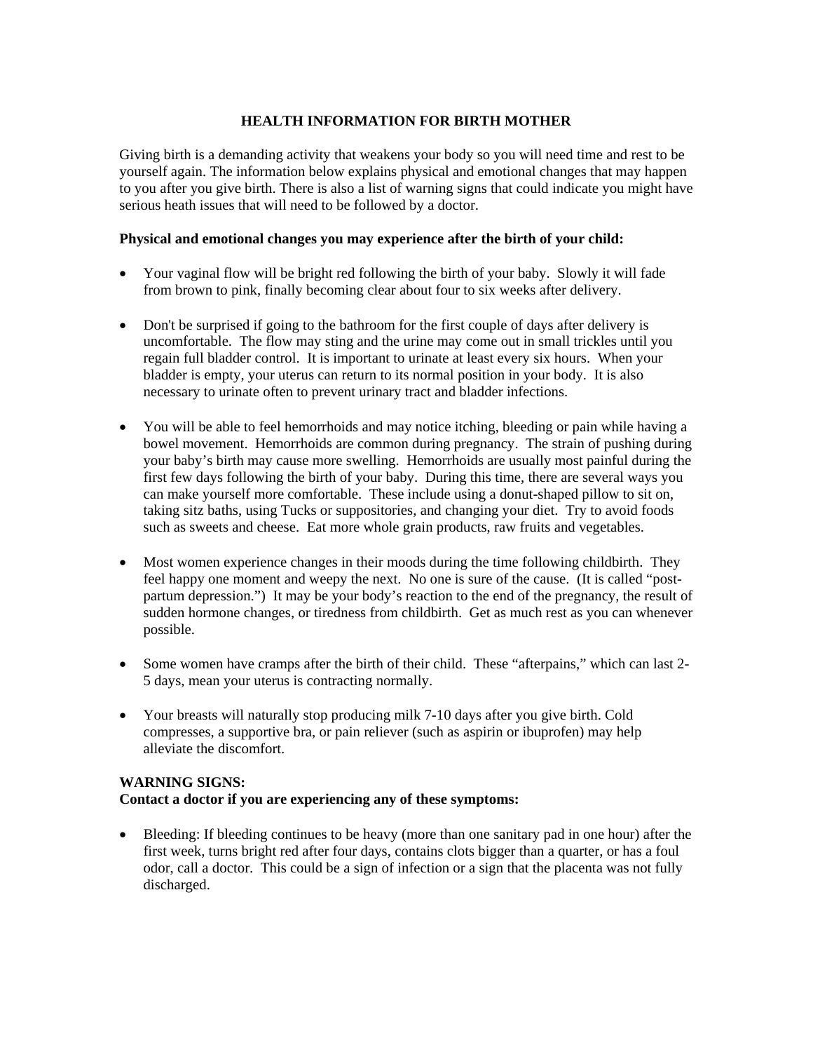# HEALTH INFORMATION FOR BIRTH MOTHER

Giving birth is a demanding activity that weakens your body so you will need time and rest to be yourself again. The information below explains physical and emotional changes that may happen to you after you give birth. There is also a list of warning signs that could indicate you might have serious heath issues that will need to be followed by a doctor.

**Physical and emotional changes you may experience after the birth of your child:**

- Your vaginal flow will be bright red following the birth of your baby. Slowly it will fade from brown to pink, finally becoming clear about four to six weeks after delivery.

- Don't be surprised if going to the bathroom for the first couple of days after delivery is uncomfortable. The flow may sting and the urine may come out in small trickles until you regain full bladder control. It is important to urinate at least every six hours. When your bladder is empty, your uterus can return to its normal position in your body. It is also necessary to urinate often to prevent urinary tract and bladder infections.

- You will be able to feel hemorrhoids and may notice itching, bleeding or pain while having a bowel movement. Hemorrhoids are common during pregnancy. The strain of pushing during your baby's birth may cause more swelling. Hemorrhoids are usually most painful during the first few days following the birth of your baby. During this time, there are several ways you can make yourself more comfortable. These include using a donut-shaped pillow to sit on, taking sitz baths, using Tucks or suppositories, and changing your diet. Try to avoid foods such as sweets and cheese. Eat more whole grain products, raw fruits and vegetables.

- Most women experience changes in their moods during the time following childbirth. They feel happy one moment and weepy the next. No one is sure of the cause. (It is called "post-partum depression.") It may be your body's reaction to the end of the pregnancy, the result of sudden hormone changes, or tiredness from childbirth. Get as much rest as you can whenever possible.

- Some women have cramps after the birth of their child. These "afterpains," which can last 2-5 days, mean your uterus is contracting normally.

- Your breasts will naturally stop producing milk 7-10 days after you give birth. Cold compresses, a supportive bra, or pain reliever (such as aspirin or ibuprofen) may help alleviate the discomfort.

**WARNING SIGNS:**
**Contact a doctor if you are experiencing any of these symptoms:**

- Bleeding: If bleeding continues to be heavy (more than one sanitary pad in one hour) after the first week, turns bright red after four days, contains clots bigger than a quarter, or has a foul odor, call a doctor. This could be a sign of infection or a sign that the placenta was not fully discharged.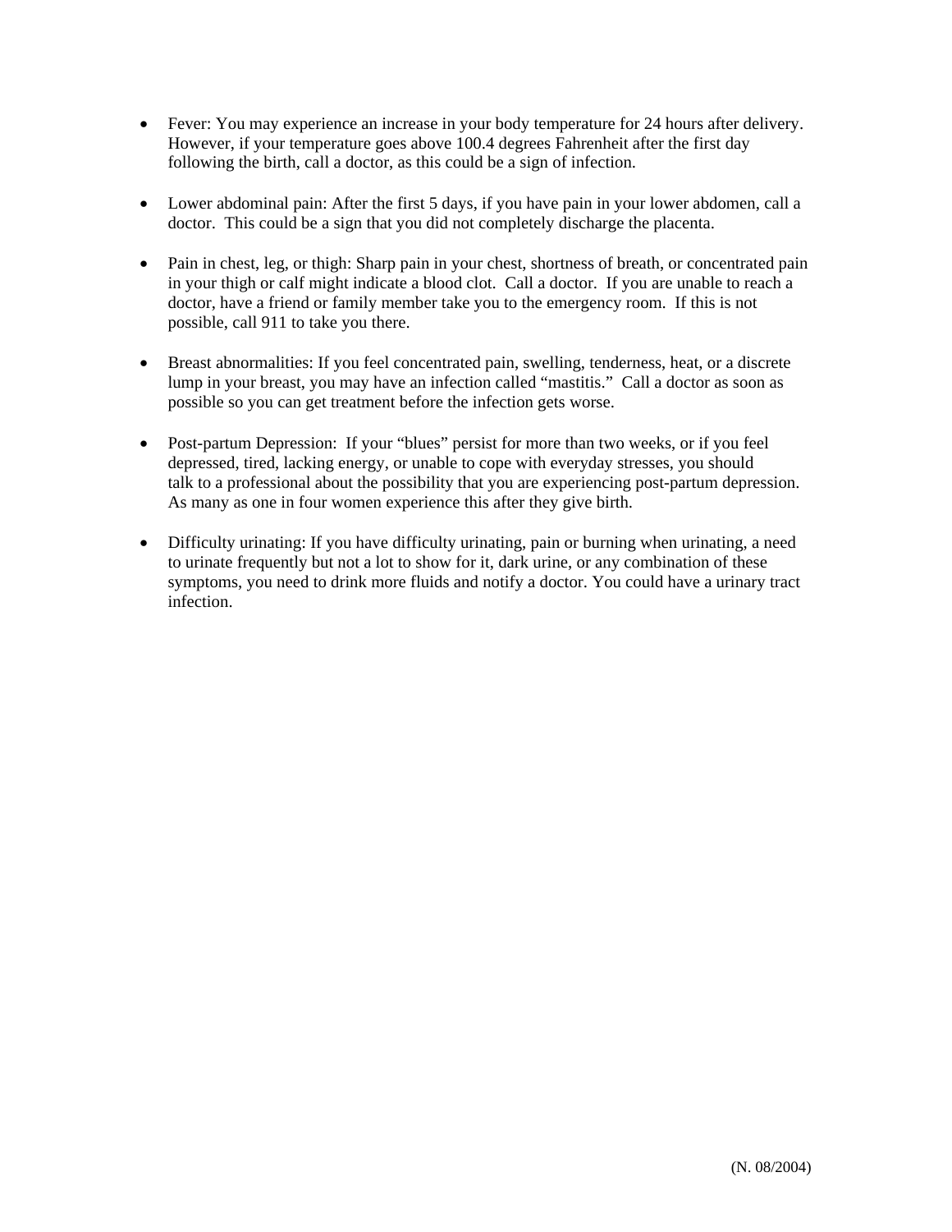- Fever: You may experience an increase in your body temperature for 24 hours after delivery. However, if your temperature goes above 100.4 degrees Fahrenheit after the first day following the birth, call a doctor, as this could be a sign of infection.

- Lower abdominal pain: After the first 5 days, if you have pain in your lower abdomen, call a doctor. This could be a sign that you did not completely discharge the placenta.

- Pain in chest, leg, or thigh: Sharp pain in your chest, shortness of breath, or concentrated pain in your thigh or calf might indicate a blood clot. Call a doctor. If you are unable to reach a doctor, have a friend or family member take you to the emergency room. If this is not possible, call 911 to take you there.

- Breast abnormalities: If you feel concentrated pain, swelling, tenderness, heat, or a discrete lump in your breast, you may have an infection called "mastitis." Call a doctor as soon as possible so you can get treatment before the infection gets worse.

- Post-partum Depression: If your "blues" persist for more than two weeks, or if you feel depressed, tired, lacking energy, or unable to cope with everyday stresses, you should talk to a professional about the possibility that you are experiencing post-partum depression. As many as one in four women experience this after they give birth.

- Difficulty urinating: If you have difficulty urinating, pain or burning when urinating, a need to urinate frequently but not a lot to show for it, dark urine, or any combination of these symptoms, you need to drink more fluids and notify a doctor. You could have a urinary tract infection.

(N. 08/2004)